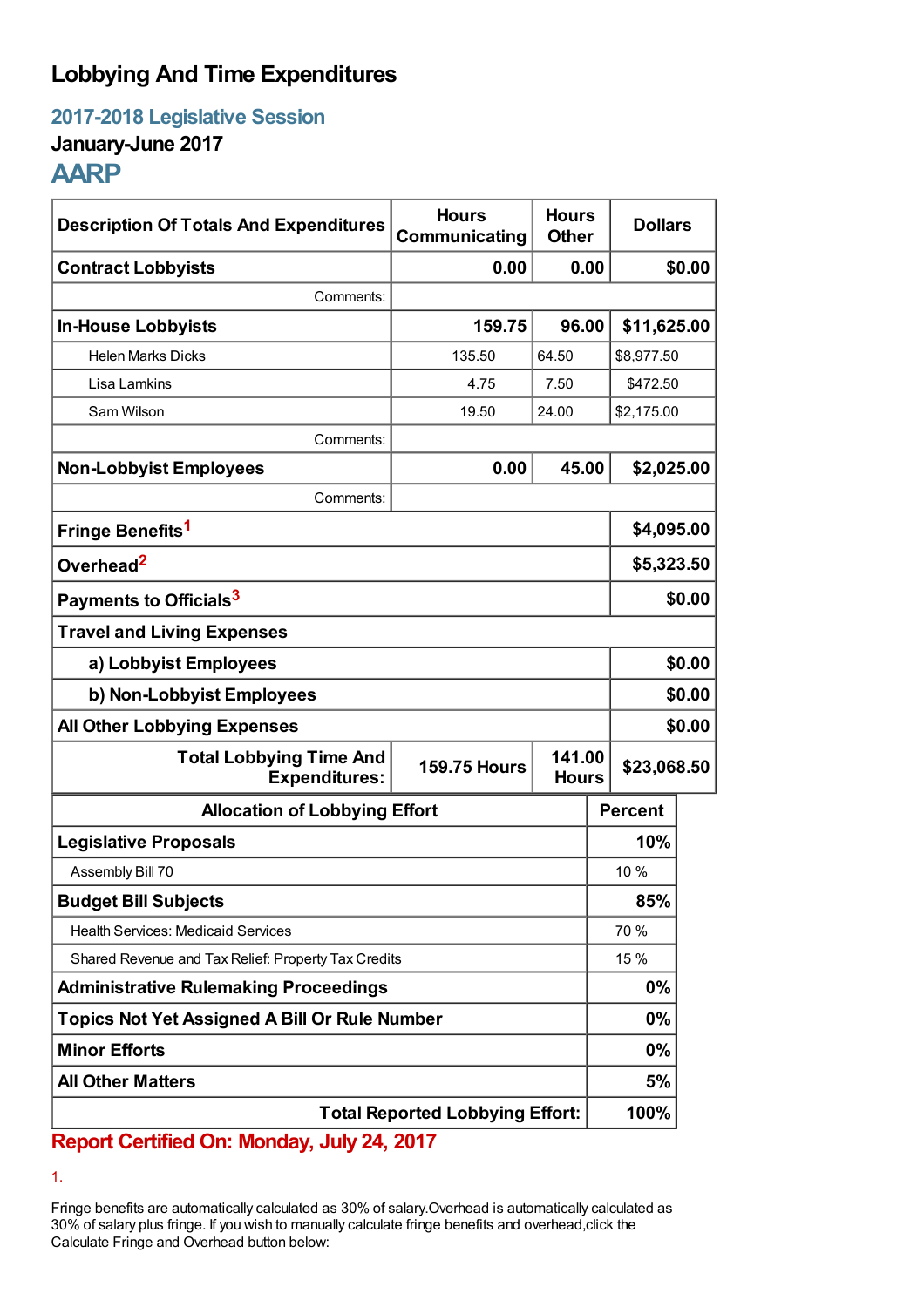# Lobbying And Time Expenditures

## 2017-2018 Legislative Session

### January-June 2017

## AARP

| Description Of Totals And Expenditures | Hours Communicating | Hours Other | Dollars |
|---|---|---|---|
| **Contract Lobbyists** | **0.00** | **0.00** | **$0.00** |
| Comments: | | | |
| **In-House Lobbyists** | **159.75** | **96.00** | **$11,625.00** |
| Helen Marks Dicks | 135.50 | 64.50 | $8,977.50 |
| Lisa Lamkins | 4.75 | 7.50 | $472.50 |
| Sam Wilson | 19.50 | 24.00 | $2,175.00 |
| Comments: | | | |
| **Non-Lobbyist Employees** | **0.00** | **45.00** | **$2,025.00** |
| Comments: | | | |
| **Fringe Benefits**[1] | | | **$4,095.00** |
| **Overhead**[2] | | | **$5,323.50** |
| **Payments to Officials**[3] | | | **$0.00** |
| **Travel and Living Expenses** | | | |
| **a) Lobbyist Employees** | | | **$0.00** |
| **b) Non-Lobbyist Employees** | | | **$0.00** |
| **All Other Lobbying Expenses** | | | **$0.00** |
| **Total Lobbying Time And Expenditures:** | **159.75 Hours** | **141.00 Hours** | **$23,068.50** |

| Allocation of Lobbying Effort | Percent |
|---|---|
| **Legislative Proposals** | **10%** |
| Assembly Bill 70 | 10 % |
| **Budget Bill Subjects** | **85%** |
| Health Services: Medicaid Services | 70 % |
| Shared Revenue and Tax Relief: Property Tax Credits | 15 % |
| **Administrative Rulemaking Proceedings** | **0%** |
| **Topics Not Yet Assigned A Bill Or Rule Number** | **0%** |
| **Minor Efforts** | **0%** |
| **All Other Matters** | **5%** |
| **Total Reported Lobbying Effort:** | **100%** |

**Report Certified On: Monday, July 24, 2017**

1.

Fringe benefits are automatically calculated as 30% of salary.Overhead is automatically calculated as 30% of salary plus fringe. If you wish to manually calculate fringe benefits and overhead,click the Calculate Fringe and Overhead button below: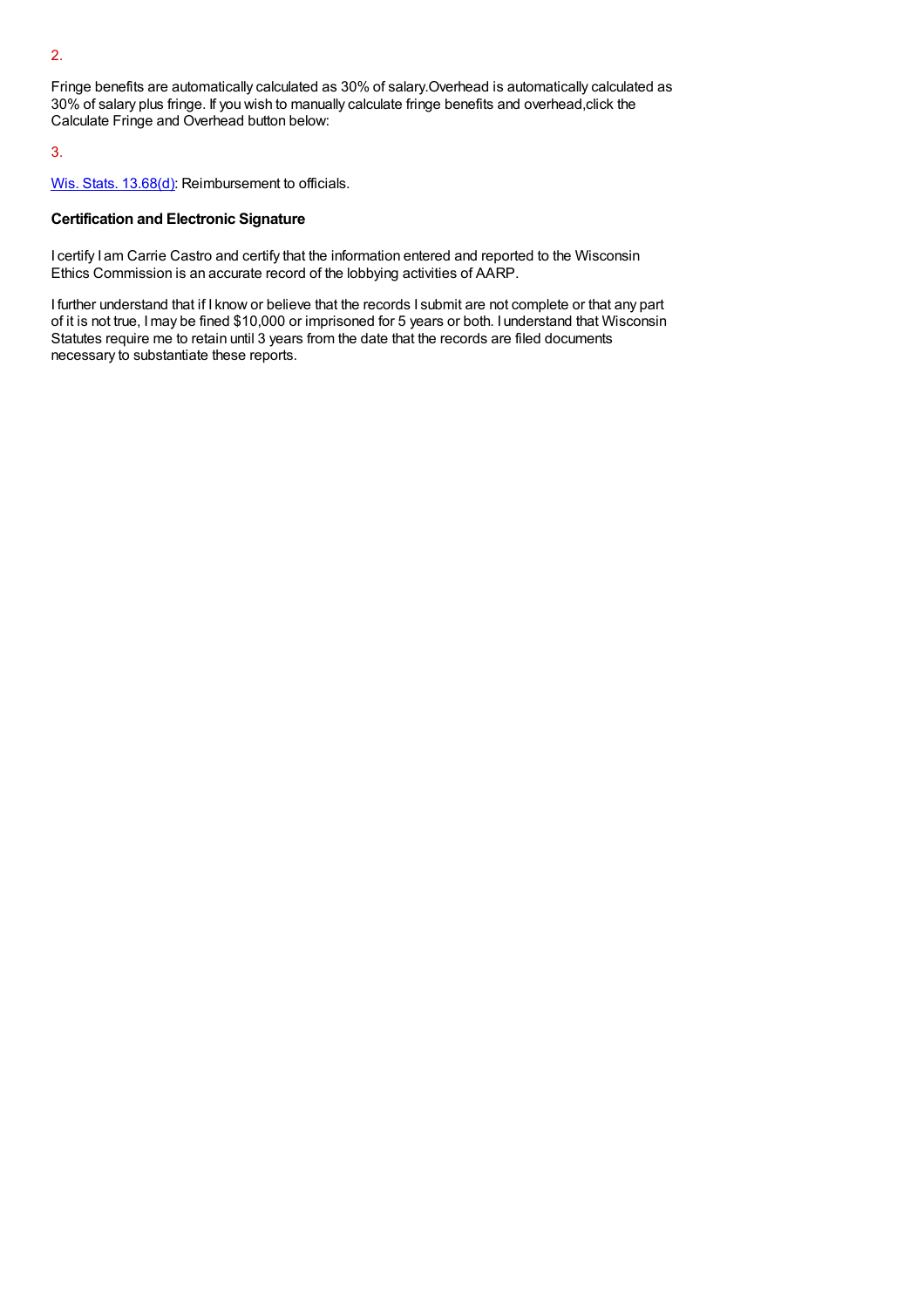2.

Fringe benefits are automatically calculated as 30% of salary.Overhead is automatically calculated as 30% of salary plus fringe. If you wish to manually calculate fringe benefits and overhead,click the Calculate Fringe and Overhead button below:

3.

[Wis. Stats. 13.68(d)](): Reimbursement to officials.

**Certification and Electronic Signature**

I certify I am Carrie Castro and certify that the information entered and reported to the Wisconsin Ethics Commission is an accurate record of the lobbying activities of AARP.

I further understand that if I know or believe that the records I submit are not complete or that any part of it is not true, I may be fined $10,000 or imprisoned for 5 years or both. I understand that Wisconsin Statutes require me to retain until 3 years from the date that the records are filed documents necessary to substantiate these reports.